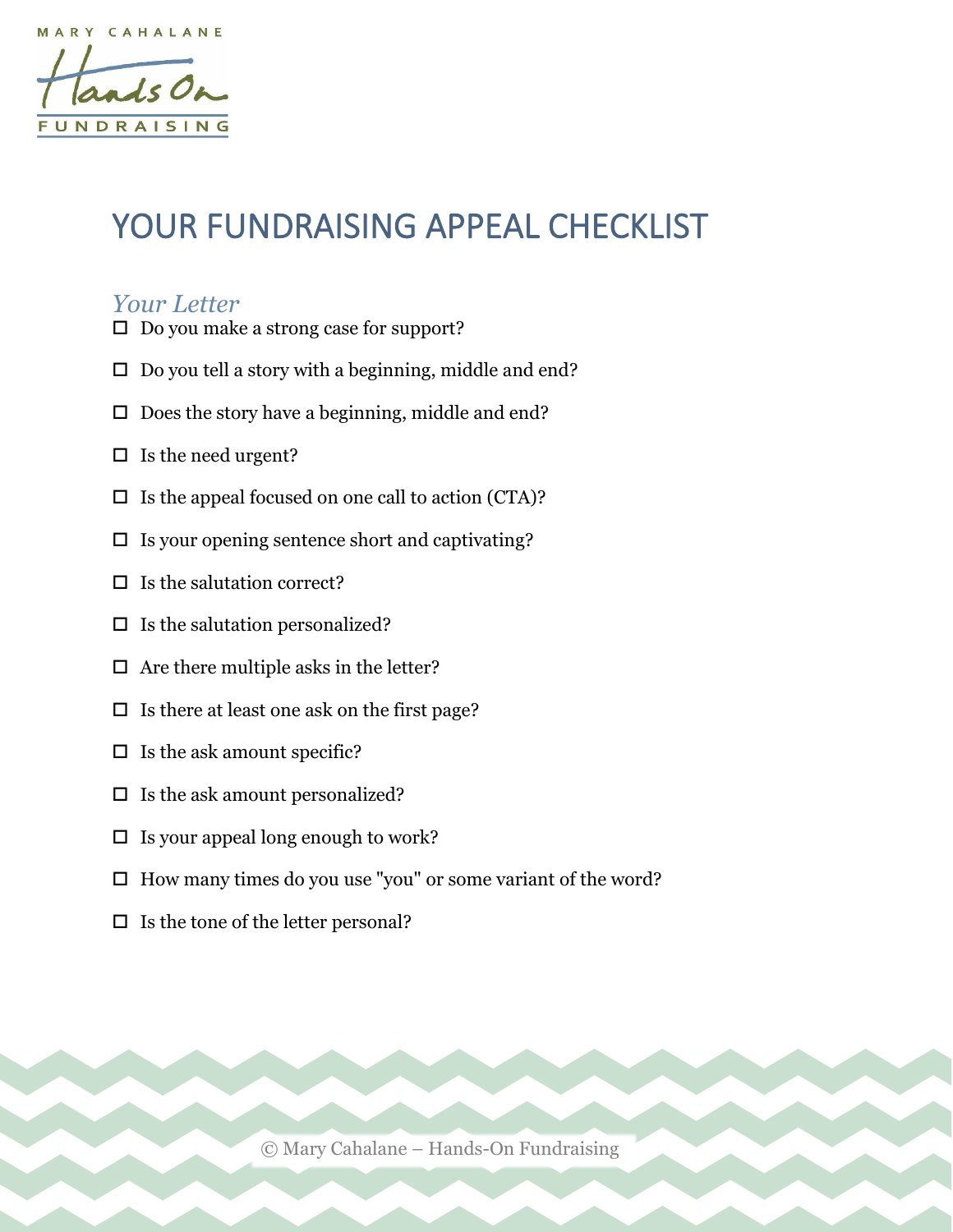MARY CAHALANE

Hands On

FUNDRAISING

# YOUR FUNDRAISING APPEAL CHECKLIST

## *Your Letter*

- ☐ Do you make a strong case for support?
- ☐ Do you tell a story with a beginning, middle and end?
- ☐ Does the story have a beginning, middle and end?
- ☐ Is the need urgent?
- ☐ Is the appeal focused on one call to action (CTA)?
- ☐ Is your opening sentence short and captivating?
- ☐ Is the salutation correct?
- ☐ Is the salutation personalized?
- ☐ Are there multiple asks in the letter?
- ☐ Is there at least one ask on the first page?
- ☐ Is the ask amount specific?
- ☐ Is the ask amount personalized?
- ☐ Is your appeal long enough to work?
- ☐ How many times do you use "you" or some variant of the word?
- ☐ Is the tone of the letter personal?

© Mary Cahalane – Hands-On Fundraising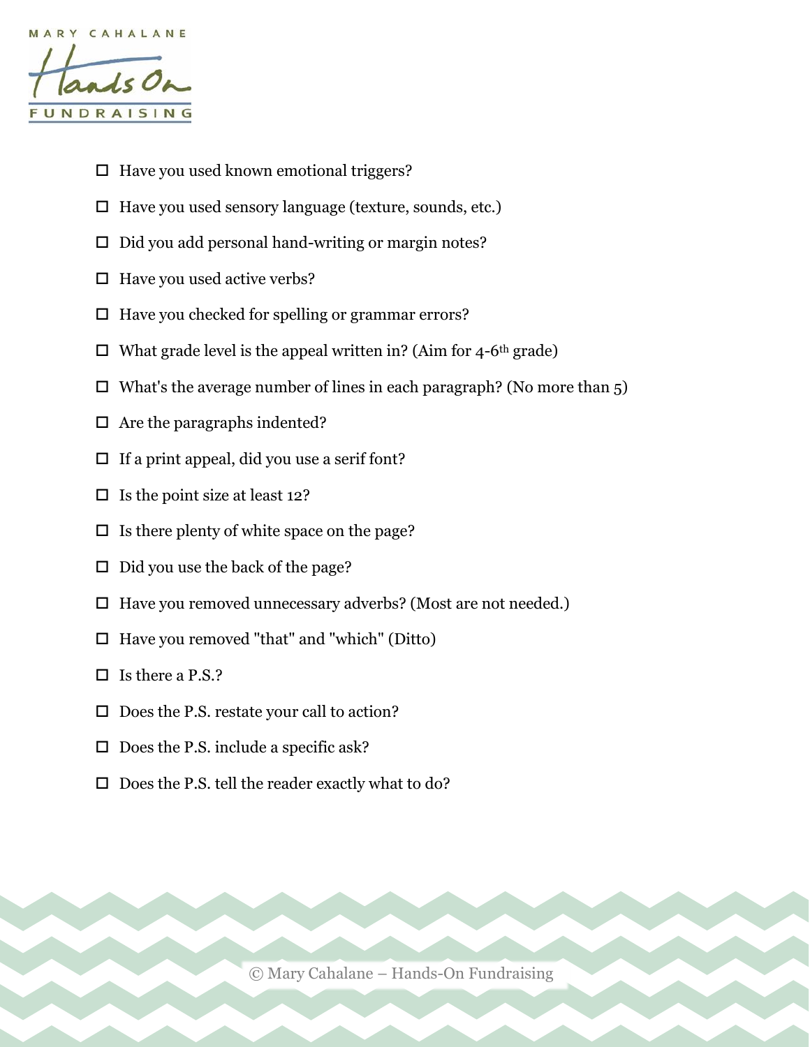- ☐ Have you used known emotional triggers?
- ☐ Have you used sensory language (texture, sounds, etc.)
- ☐ Did you add personal hand-writing or margin notes?
- ☐ Have you used active verbs?
- ☐ Have you checked for spelling or grammar errors?
- ☐ What grade level is the appeal written in? (Aim for 4-6th grade)
- ☐ What's the average number of lines in each paragraph? (No more than 5)
- ☐ Are the paragraphs indented?
- ☐ If a print appeal, did you use a serif font?
- ☐ Is the point size at least 12?
- ☐ Is there plenty of white space on the page?
- ☐ Did you use the back of the page?
- ☐ Have you removed unnecessary adverbs? (Most are not needed.)
- ☐ Have you removed "that" and "which" (Ditto)
- ☐ Is there a P.S.?
- ☐ Does the P.S. restate your call to action?
- ☐ Does the P.S. include a specific ask?
- ☐ Does the P.S. tell the reader exactly what to do?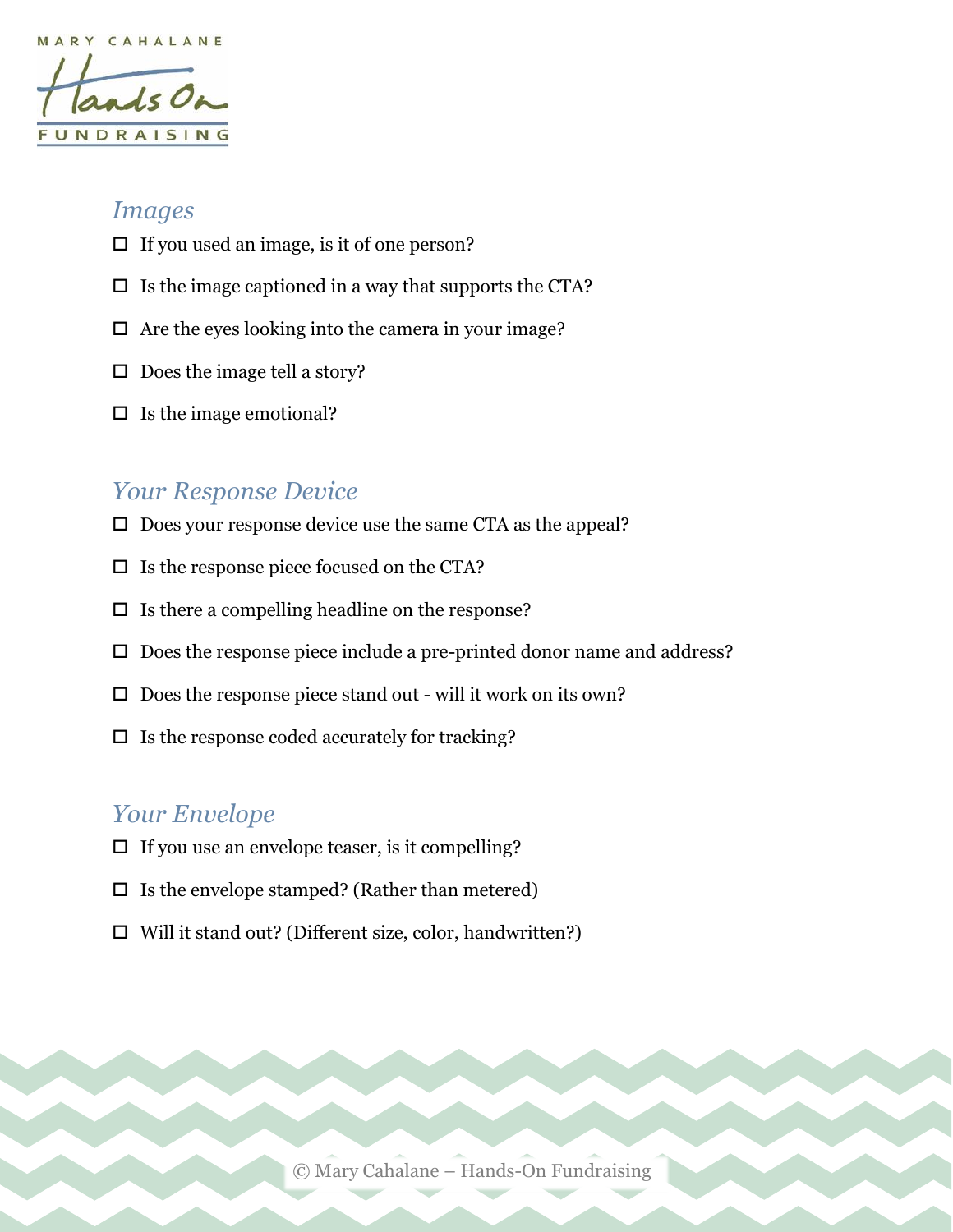## Images

- ☐ If you used an image, is it of one person?
- ☐ Is the image captioned in a way that supports the CTA?
- ☐ Are the eyes looking into the camera in your image?
- ☐ Does the image tell a story?
- ☐ Is the image emotional?

## Your Response Device

- ☐ Does your response device use the same CTA as the appeal?
- ☐ Is the response piece focused on the CTA?
- ☐ Is there a compelling headline on the response?
- ☐ Does the response piece include a pre-printed donor name and address?
- ☐ Does the response piece stand out - will it work on its own?
- ☐ Is the response coded accurately for tracking?

## Your Envelope

- ☐ If you use an envelope teaser, is it compelling?
- ☐ Is the envelope stamped? (Rather than metered)
- ☐ Will it stand out? (Different size, color, handwritten?)